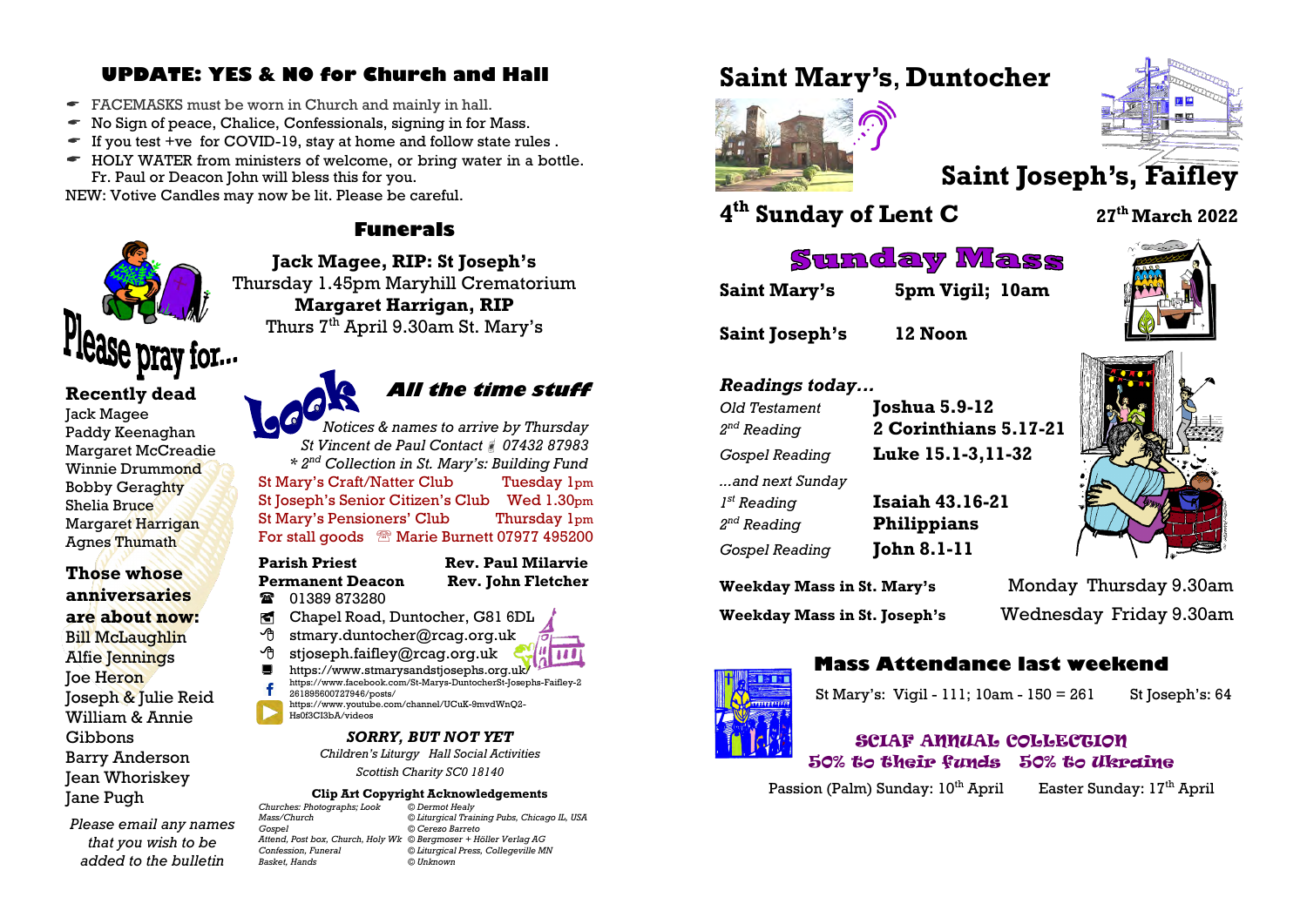## UPDATE: YES & NO for Church and Hall

- FACEMASKS must be worn in Church and mainly in hall.
- No Sign of peace, Chalice, Confessionals, signing in for Mass.
- If you test +ve for COVID-19, stay at home and follow state rules .
- HOLY WATER from ministers of welcome, or bring water in a bottle. Fr. Paul or Deacon John will bless this for you.

NEW: Votive Candles may now be lit. Please be careful.

Please pray for...

### Recently dead

Jack Magee
Paddy Keenaghan
Margaret McCreadie
Winnie Drummond
Bobby Geraghty
Shelia Bruce
Margaret Harrigan
Agnes Thumath

### Those whose anniversaries are about now:

Bill McLaughlin
Alfie Jennings
Joe Heron
Joseph & Julie Reid
William & Annie Gibbons
Barry Anderson
Jean Whoriskey
Jane Pugh

*Please email any names that you wish to be added to the bulletin*

## Funerals

**Jack Magee, RIP: St Joseph's**
Thursday 1.45pm Maryhill Crematorium
**Margaret Harrigan, RIP**
Thurs 7th April 9.30am St. Mary's

## Look — All the time stuff

*Notices & names to arrive by Thursday*
*St Vincent de Paul Contact 07432 87983*
*\* 2nd Collection in St. Mary's: Building Fund*

St Mary's Craft/Natter Club — Tuesday 1pm
St Joseph's Senior Citizen's Club — Wed 1.30pm
St Mary's Pensioners' Club — Thursday 1pm
For stall goods ☎ Marie Burnett 07977 495200

**Parish Priest** — **Rev. Paul Milarvie**
**Permanent Deacon** — **Rev. John Fletcher**

☎ 01389 873280
Chapel Road, Duntocher, G81 6DL
stmary.duntocher@rcag.org.uk
stjoseph.faifley@rcag.org.uk
https://www.stmarysandstjosephs.org.uk/
https://www.facebook.com/St-Marys-DuntocherSt-Josephs-Faifley-2 261895600727946/posts/
https://www.youtube.com/channel/UCuK-9mvdWnQ2-Hs0f3CI3bA/videos

***SORRY, BUT NOT YET***
*Children's Liturgy Hall Social Activities*
*Scottish Charity SC0 18140*

**Clip Art Copyright Acknowledgements**

| | |
|---|---|
| *Churches: Photographs; Look* | *© Dermot Healy* |
| *Mass/Church* | *© Liturgical Training Pubs, Chicago IL, USA* |
| *Gospel* | *© Cerezo Barreto* |
| *Attend, Post box, Church, Holy Wk* | *© Bergmoser + Höller Verlag AG* |
| *Confession, Funeral* | *© Liturgical Press, Collegeville MN* |
| *Basket, Hands* | *© Unknown* |

# Saint Mary's, Duntocher
# Saint Joseph's, Faifley

## 4th Sunday of Lent C — 27th March 2022

## Sunday Mass

**Saint Mary's** — **5pm Vigil; 10am**
**Saint Joseph's** — **12 Noon**

### *Readings today...*

| | |
|---|---|
| *Old Testament* | **Joshua 5.9-12** |
| *2nd Reading* | **2 Corinthians 5.17-21** |
| *Gospel Reading* | **Luke 15.1-3,11-32** |
| *...and next Sunday* | |
| *1st Reading* | **Isaiah 43.16-21** |
| *2nd Reading* | **Philippians** |
| *Gospel Reading* | **John 8.1-11** |

**Weekday Mass in St. Mary's** — Monday Thursday 9.30am
**Weekday Mass in St. Joseph's** — Wednesday Friday 9.30am

## Mass Attendance last weekend

St Mary's: Vigil - 111; 10am - 150 = 261 — St Joseph's: 64

## SCIAF ANNUAL COLLECTION
### 50% to their funds 50% to Ukraine

Passion (Palm) Sunday: 10th April — Easter Sunday: 17th April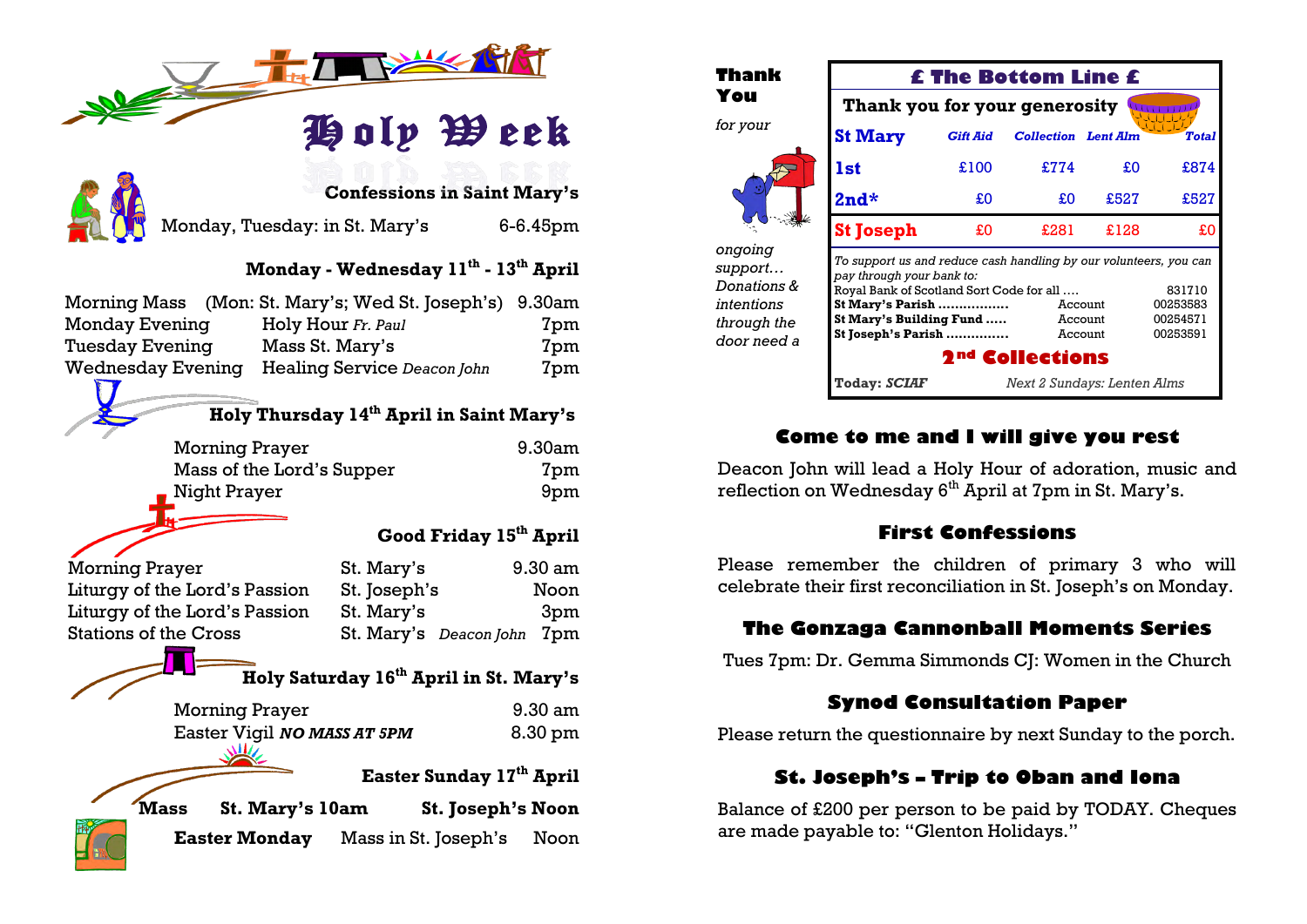# Holy Week

### Confessions in Saint Mary's

Monday, Tuesday: in St. Mary's 6-6.45pm

### Monday - Wednesday 11th - 13th April

| | | |
|---|---|---|
| Morning Mass | (Mon: St. Mary's; Wed St. Joseph's) | 9.30am |
| Monday Evening | Holy Hour *Fr. Paul* | 7pm |
| Tuesday Evening | Mass St. Mary's | 7pm |
| Wednesday Evening | Healing Service *Deacon John* | 7pm |

### Holy Thursday 14th April in Saint Mary's

| | |
|---|---|
| Morning Prayer | 9.30am |
| Mass of the Lord's Supper | 7pm |
| Night Prayer | 9pm |

### Good Friday 15th April

| | | |
|---|---|---|
| Morning Prayer | St. Mary's | 9.30 am |
| Liturgy of the Lord's Passion | St. Joseph's | Noon |
| Liturgy of the Lord's Passion | St. Mary's | 3pm |
| Stations of the Cross | St. Mary's *Deacon John* | 7pm |

### Holy Saturday 16th April in St. Mary's

| | |
|---|---|
| Morning Prayer | 9.30 am |
| Easter Vigil ***NO MASS AT 5PM*** | 8.30 pm |

### Easter Sunday 17th April

**Mass** **St. Mary's 10am** **St. Joseph's Noon**

**Easter Monday** Mass in St. Joseph's Noon

**Thank You**

*for your ongoing support… Donations & intentions through the door need a*

## £ The Bottom Line £

**Thank you for your generosity**

| | *Gift Aid* | *Collection* | *Lent Alm* | *Total* |
|---|---|---|---|---|
| **St Mary** | | | | |
| **1st** | £100 | £774 | £0 | £874 |
| **2nd*** | £0 | £0 | £527 | £527 |
| **St Joseph** | £0 | £281 | £128 | £0 |

*To support us and reduce cash handling by our volunteers, you can pay through your bank to:*

Royal Bank of Scotland Sort Code for all …. 831710
**St Mary's Parish ……………..** Account 00253583
**St Mary's Building Fund …..** Account 00254571
**St Joseph's Parish …………..** Account 00253591

**2nd Collections**

**Today:** ***SCIAF*** *Next 2 Sundays: Lenten Alms*

## Come to me and I will give you rest

Deacon John will lead a Holy Hour of adoration, music and reflection on Wednesday 6th April at 7pm in St. Mary's.

## First Confessions

Please remember the children of primary 3 who will celebrate their first reconciliation in St. Joseph's on Monday.

## The Gonzaga Cannonball Moments Series

Tues 7pm: Dr. Gemma Simmonds CJ: Women in the Church

## Synod Consultation Paper

Please return the questionnaire by next Sunday to the porch.

## St. Joseph's – Trip to Oban and Iona

Balance of £200 per person to be paid by TODAY. Cheques are made payable to: "Glenton Holidays."